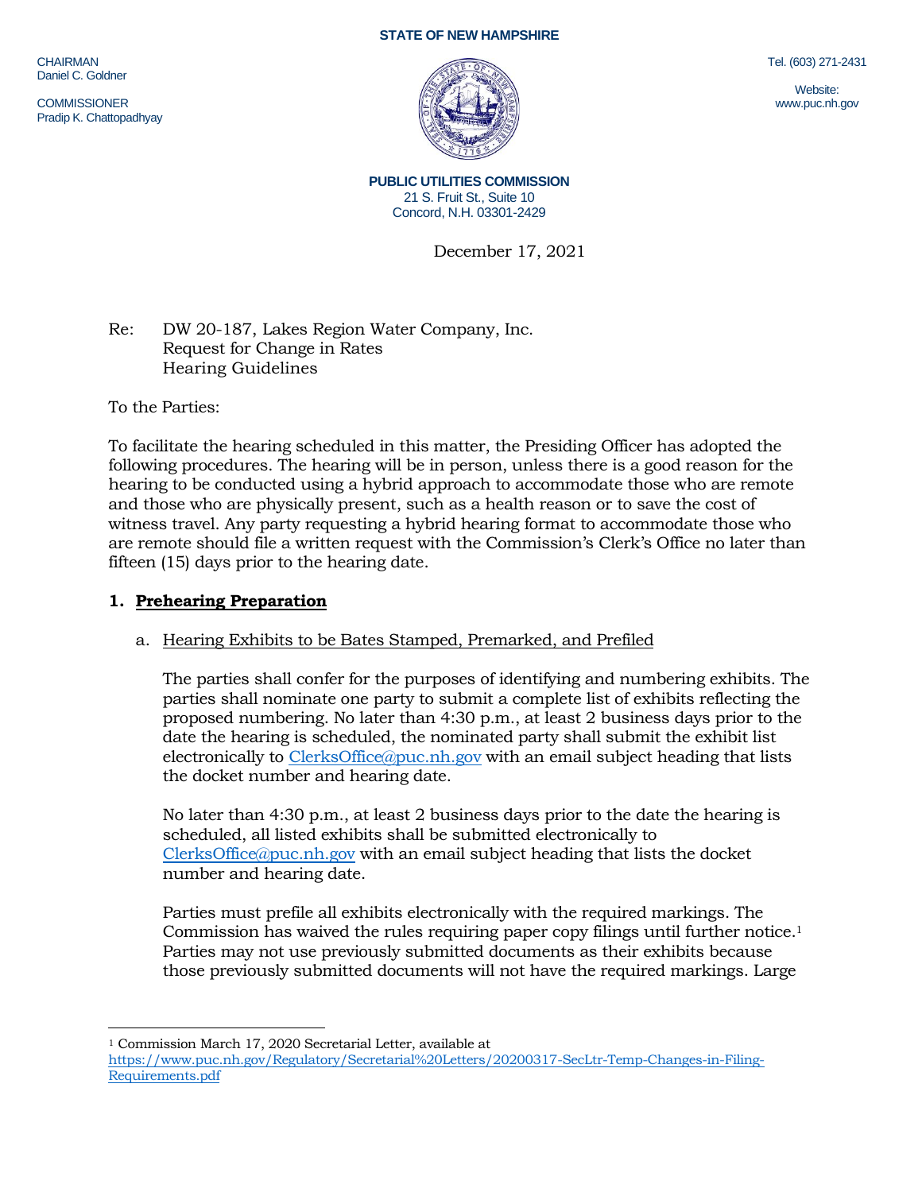STATE OF NEW HAMPSHIRE

CHAIRMAN
Daniel C. Goldner

COMMISSIONER
Pradip K. Chattopadhyay

Tel. (603) 271-2431

Website:
www.puc.nh.gov

**PUBLIC UTILITIES COMMISSION**
21 S. Fruit St., Suite 10
Concord, N.H. 03301-2429

December 17, 2021

Re: DW 20-187, Lakes Region Water Company, Inc.
Request for Change in Rates
Hearing Guidelines

To the Parties:

To facilitate the hearing scheduled in this matter, the Presiding Officer has adopted the following procedures. The hearing will be in person, unless there is a good reason for the hearing to be conducted using a hybrid approach to accommodate those who are remote and those who are physically present, such as a health reason or to save the cost of witness travel. Any party requesting a hybrid hearing format to accommodate those who are remote should file a written request with the Commission's Clerk's Office no later than fifteen (15) days prior to the hearing date.

**1. Prehearing Preparation**

a. Hearing Exhibits to be Bates Stamped, Premarked, and Prefiled

The parties shall confer for the purposes of identifying and numbering exhibits. The parties shall nominate one party to submit a complete list of exhibits reflecting the proposed numbering. No later than 4:30 p.m., at least 2 business days prior to the date the hearing is scheduled, the nominated party shall submit the exhibit list electronically to ClerksOffice@puc.nh.gov with an email subject heading that lists the docket number and hearing date.

No later than 4:30 p.m., at least 2 business days prior to the date the hearing is scheduled, all listed exhibits shall be submitted electronically to ClerksOffice@puc.nh.gov with an email subject heading that lists the docket number and hearing date.

Parties must prefile all exhibits electronically with the required markings. The Commission has waived the rules requiring paper copy filings until further notice.[1] Parties may not use previously submitted documents as their exhibits because those previously submitted documents will not have the required markings. Large

[1] Commission March 17, 2020 Secretarial Letter, available at https://www.puc.nh.gov/Regulatory/Secretarial%20Letters/20200317-SecLtr-Temp-Changes-in-Filing-Requirements.pdf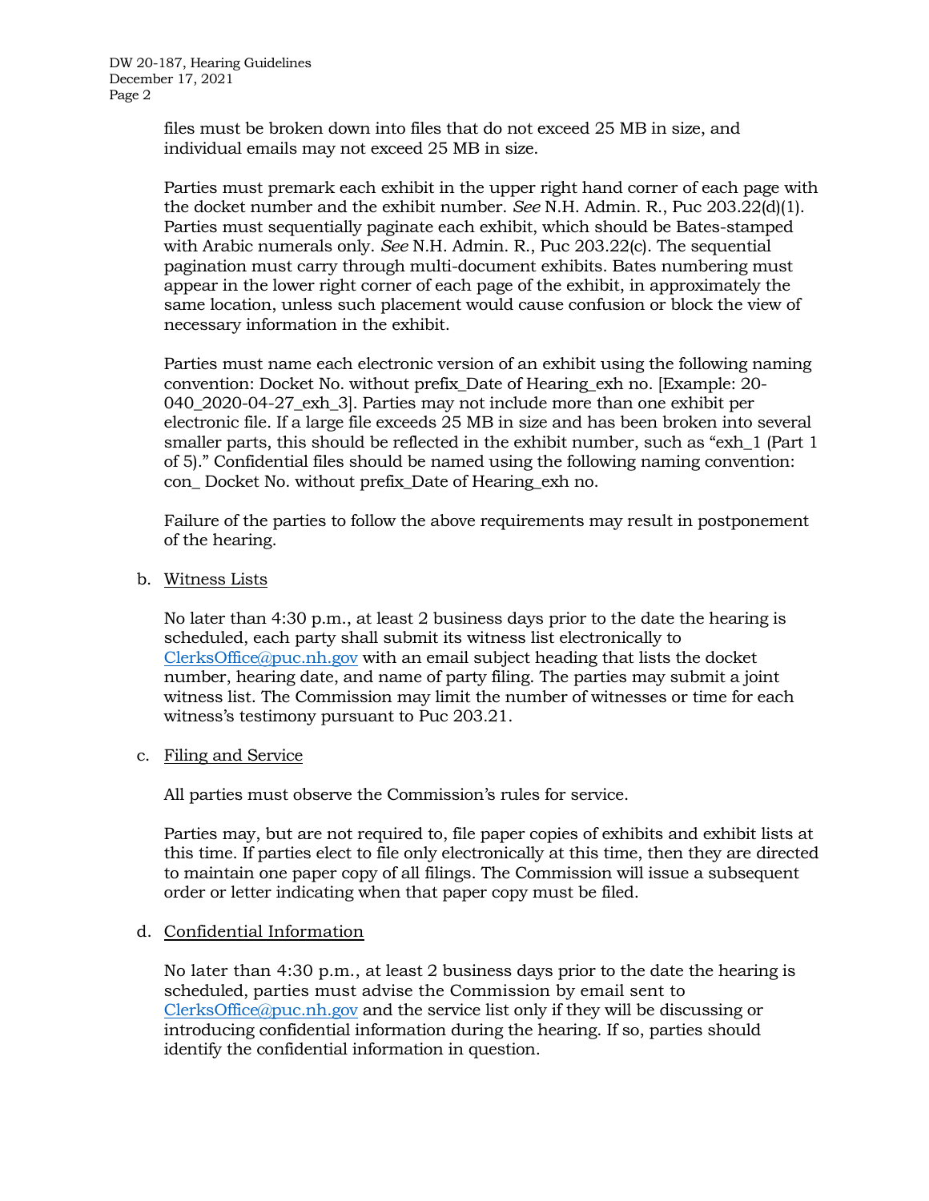files must be broken down into files that do not exceed 25 MB in size, and individual emails may not exceed 25 MB in size.

Parties must premark each exhibit in the upper right hand corner of each page with the docket number and the exhibit number. *See* N.H. Admin. R., Puc 203.22(d)(1). Parties must sequentially paginate each exhibit, which should be Bates-stamped with Arabic numerals only. *See* N.H. Admin. R., Puc 203.22(c). The sequential pagination must carry through multi-document exhibits. Bates numbering must appear in the lower right corner of each page of the exhibit, in approximately the same location, unless such placement would cause confusion or block the view of necessary information in the exhibit.

Parties must name each electronic version of an exhibit using the following naming convention: Docket No. without prefix_Date of Hearing_exh no. [Example: 20-040_2020-04-27_exh_3]. Parties may not include more than one exhibit per electronic file. If a large file exceeds 25 MB in size and has been broken into several smaller parts, this should be reflected in the exhibit number, such as "exh_1 (Part 1 of 5)." Confidential files should be named using the following naming convention: con_ Docket No. without prefix_Date of Hearing_exh no.

Failure of the parties to follow the above requirements may result in postponement of the hearing.

b. Witness Lists

No later than 4:30 p.m., at least 2 business days prior to the date the hearing is scheduled, each party shall submit its witness list electronically to ClerksOffice@puc.nh.gov with an email subject heading that lists the docket number, hearing date, and name of party filing. The parties may submit a joint witness list. The Commission may limit the number of witnesses or time for each witness's testimony pursuant to Puc 203.21.

c. Filing and Service

All parties must observe the Commission's rules for service.

Parties may, but are not required to, file paper copies of exhibits and exhibit lists at this time. If parties elect to file only electronically at this time, then they are directed to maintain one paper copy of all filings. The Commission will issue a subsequent order or letter indicating when that paper copy must be filed.

d. Confidential Information

No later than 4:30 p.m., at least 2 business days prior to the date the hearing is scheduled, parties must advise the Commission by email sent to ClerksOffice@puc.nh.gov and the service list only if they will be discussing or introducing confidential information during the hearing. If so, parties should identify the confidential information in question.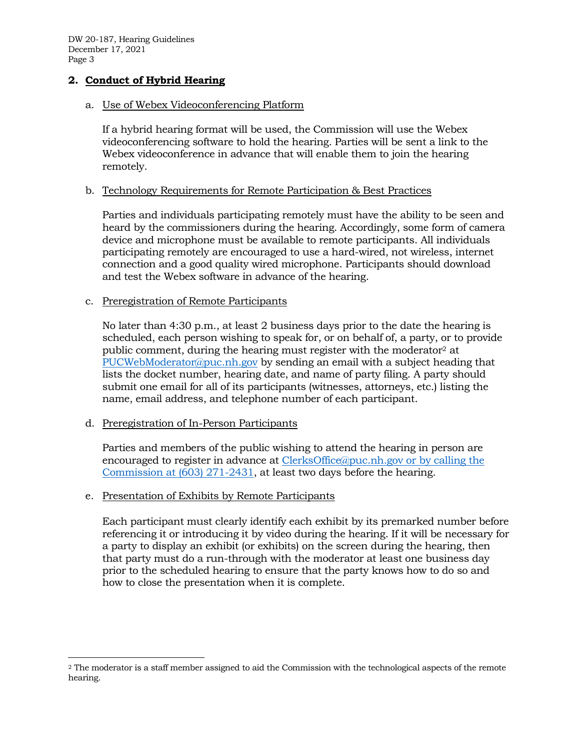## 2. Conduct of Hybrid Hearing

### a. Use of Webex Videoconferencing Platform

If a hybrid hearing format will be used, the Commission will use the Webex videoconferencing software to hold the hearing. Parties will be sent a link to the Webex videoconference in advance that will enable them to join the hearing remotely.

### b. Technology Requirements for Remote Participation & Best Practices

Parties and individuals participating remotely must have the ability to be seen and heard by the commissioners during the hearing. Accordingly, some form of camera device and microphone must be available to remote participants. All individuals participating remotely are encouraged to use a hard-wired, not wireless, internet connection and a good quality wired microphone. Participants should download and test the Webex software in advance of the hearing.

### c. Preregistration of Remote Participants

No later than 4:30 p.m., at least 2 business days prior to the date the hearing is scheduled, each person wishing to speak for, or on behalf of, a party, or to provide public comment, during the hearing must register with the moderator[2] at PUCWebModerator@puc.nh.gov by sending an email with a subject heading that lists the docket number, hearing date, and name of party filing. A party should submit one email for all of its participants (witnesses, attorneys, etc.) listing the name, email address, and telephone number of each participant.

### d. Preregistration of In-Person Participants

Parties and members of the public wishing to attend the hearing in person are encouraged to register in advance at ClerksOffice@puc.nh.gov or by calling the Commission at (603) 271-2431, at least two days before the hearing.

### e. Presentation of Exhibits by Remote Participants

Each participant must clearly identify each exhibit by its premarked number before referencing it or introducing it by video during the hearing. If it will be necessary for a party to display an exhibit (or exhibits) on the screen during the hearing, then that party must do a run-through with the moderator at least one business day prior to the scheduled hearing to ensure that the party knows how to do so and how to close the presentation when it is complete.

---

[2] The moderator is a staff member assigned to aid the Commission with the technological aspects of the remote hearing.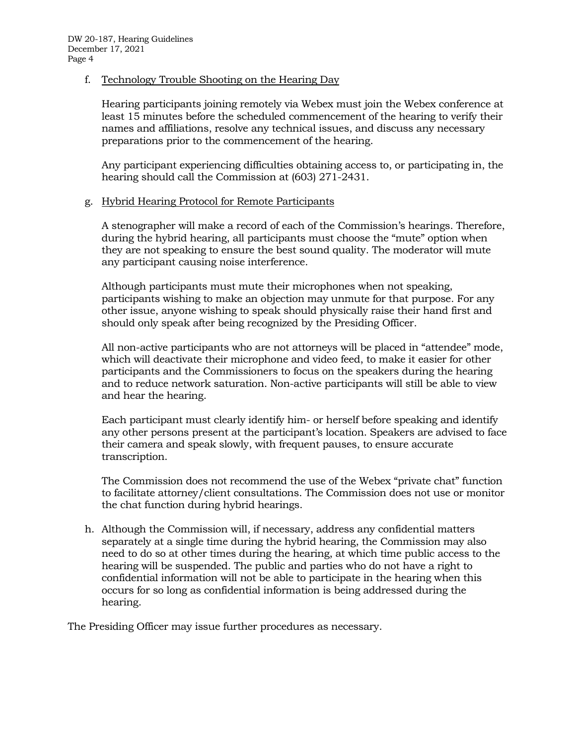f. Technology Trouble Shooting on the Hearing Day

   Hearing participants joining remotely via Webex must join the Webex conference at least 15 minutes before the scheduled commencement of the hearing to verify their names and affiliations, resolve any technical issues, and discuss any necessary preparations prior to the commencement of the hearing.

   Any participant experiencing difficulties obtaining access to, or participating in, the hearing should call the Commission at (603) 271-2431.

g. Hybrid Hearing Protocol for Remote Participants

   A stenographer will make a record of each of the Commission's hearings. Therefore, during the hybrid hearing, all participants must choose the "mute" option when they are not speaking to ensure the best sound quality. The moderator will mute any participant causing noise interference.

   Although participants must mute their microphones when not speaking, participants wishing to make an objection may unmute for that purpose. For any other issue, anyone wishing to speak should physically raise their hand first and should only speak after being recognized by the Presiding Officer.

   All non-active participants who are not attorneys will be placed in "attendee" mode, which will deactivate their microphone and video feed, to make it easier for other participants and the Commissioners to focus on the speakers during the hearing and to reduce network saturation. Non-active participants will still be able to view and hear the hearing.

   Each participant must clearly identify him- or herself before speaking and identify any other persons present at the participant's location. Speakers are advised to face their camera and speak slowly, with frequent pauses, to ensure accurate transcription.

   The Commission does not recommend the use of the Webex "private chat" function to facilitate attorney/client consultations. The Commission does not use or monitor the chat function during hybrid hearings.

h. Although the Commission will, if necessary, address any confidential matters separately at a single time during the hybrid hearing, the Commission may also need to do so at other times during the hearing, at which time public access to the hearing will be suspended. The public and parties who do not have a right to confidential information will not be able to participate in the hearing when this occurs for so long as confidential information is being addressed during the hearing.

The Presiding Officer may issue further procedures as necessary.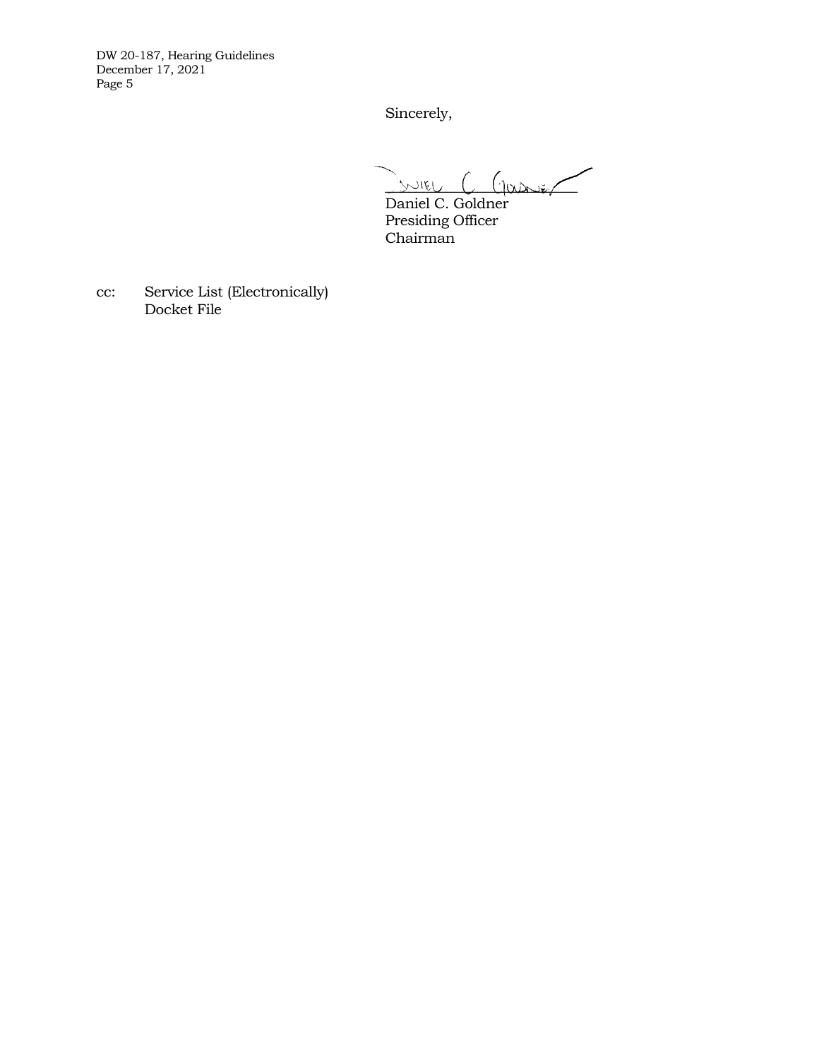Sincerely,

Daniel C. Goldner
Presiding Officer
Chairman

cc: Service List (Electronically)
Docket File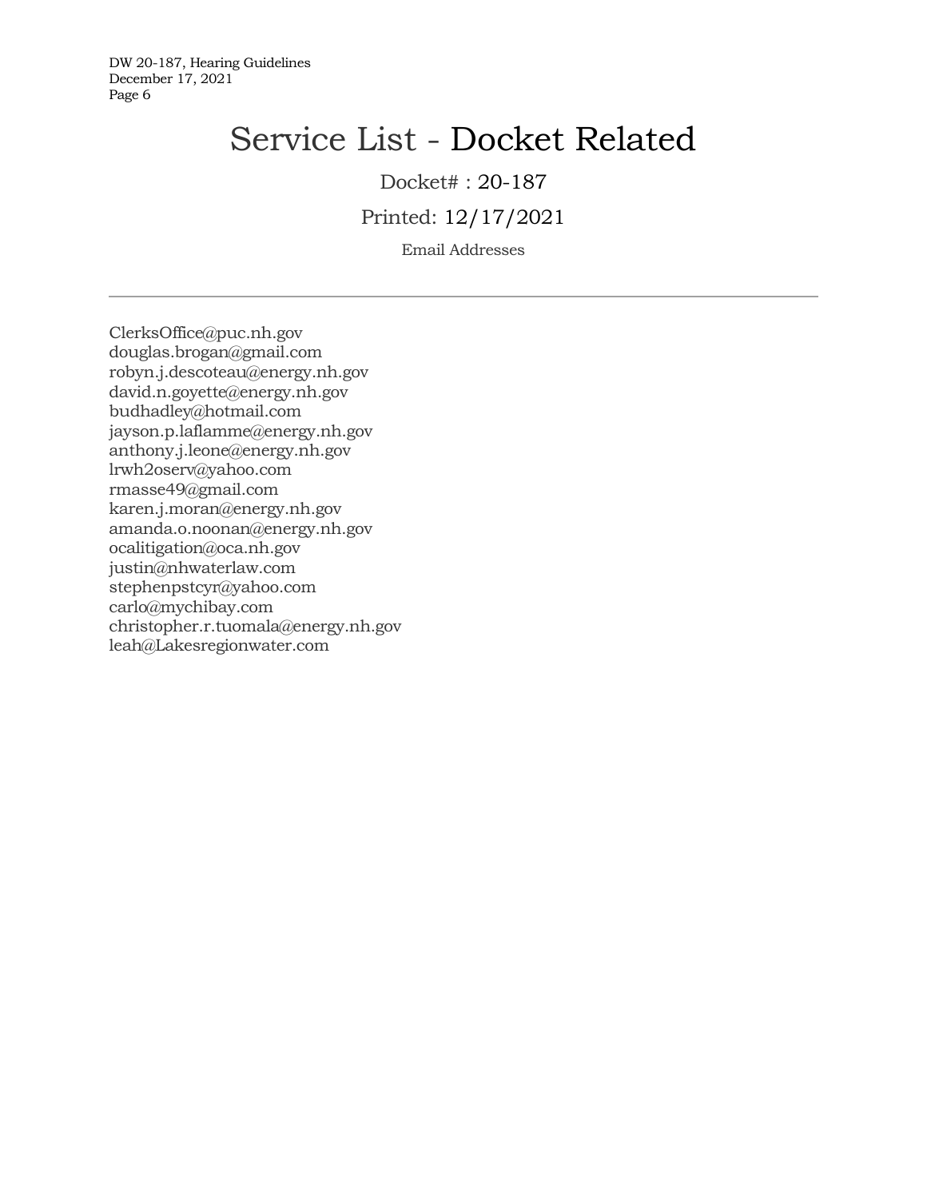# Service List - Docket Related

Docket# : 20-187

Printed: 12/17/2021

Email Addresses

---

ClerksOffice@puc.nh.gov
douglas.brogan@gmail.com
robyn.j.descoteau@energy.nh.gov
david.n.goyette@energy.nh.gov
budhadley@hotmail.com
jayson.p.laflamme@energy.nh.gov
anthony.j.leone@energy.nh.gov
lrwh2oserv@yahoo.com
rmasse49@gmail.com
karen.j.moran@energy.nh.gov
amanda.o.noonan@energy.nh.gov
ocalitigation@oca.nh.gov
justin@nhwaterlaw.com
stephenpstcyr@yahoo.com
carlo@mychibay.com
christopher.r.tuomala@energy.nh.gov
leah@Lakesregionwater.com